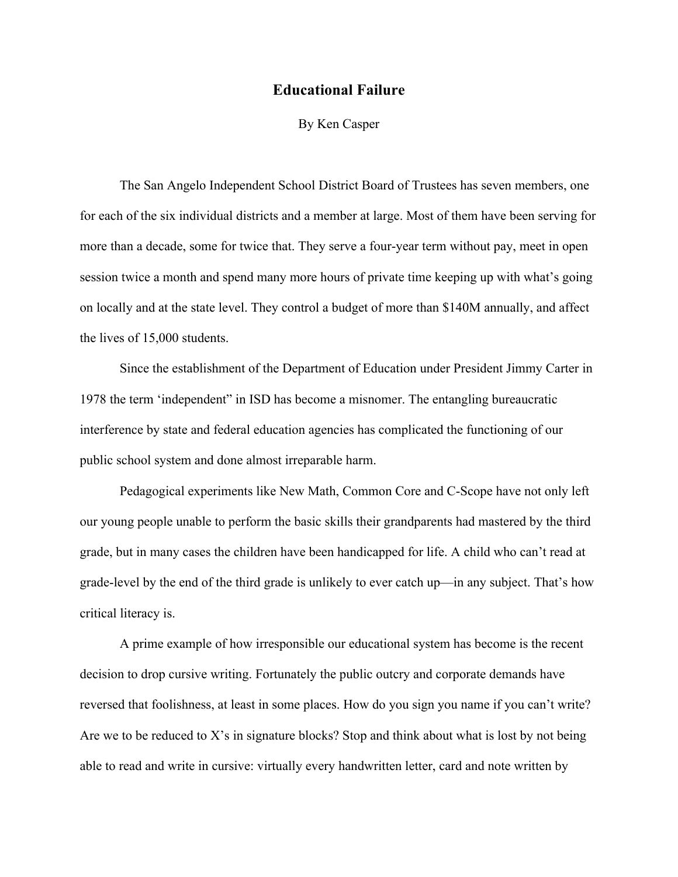# Educational Failure

By Ken Casper

The San Angelo Independent School District Board of Trustees has seven members, one for each of the six individual districts and a member at large. Most of them have been serving for more than a decade, some for twice that. They serve a four-year term without pay, meet in open session twice a month and spend many more hours of private time keeping up with what's going on locally and at the state level. They control a budget of more than $140M annually, and affect the lives of 15,000 students.

Since the establishment of the Department of Education under President Jimmy Carter in 1978 the term 'independent" in ISD has become a misnomer. The entangling bureaucratic interference by state and federal education agencies has complicated the functioning of our public school system and done almost irreparable harm.

Pedagogical experiments like New Math, Common Core and C-Scope have not only left our young people unable to perform the basic skills their grandparents had mastered by the third grade, but in many cases the children have been handicapped for life. A child who can't read at grade-level by the end of the third grade is unlikely to ever catch up—in any subject. That's how critical literacy is.

A prime example of how irresponsible our educational system has become is the recent decision to drop cursive writing. Fortunately the public outcry and corporate demands have reversed that foolishness, at least in some places. How do you sign you name if you can't write? Are we to be reduced to X's in signature blocks? Stop and think about what is lost by not being able to read and write in cursive: virtually every handwritten letter, card and note written by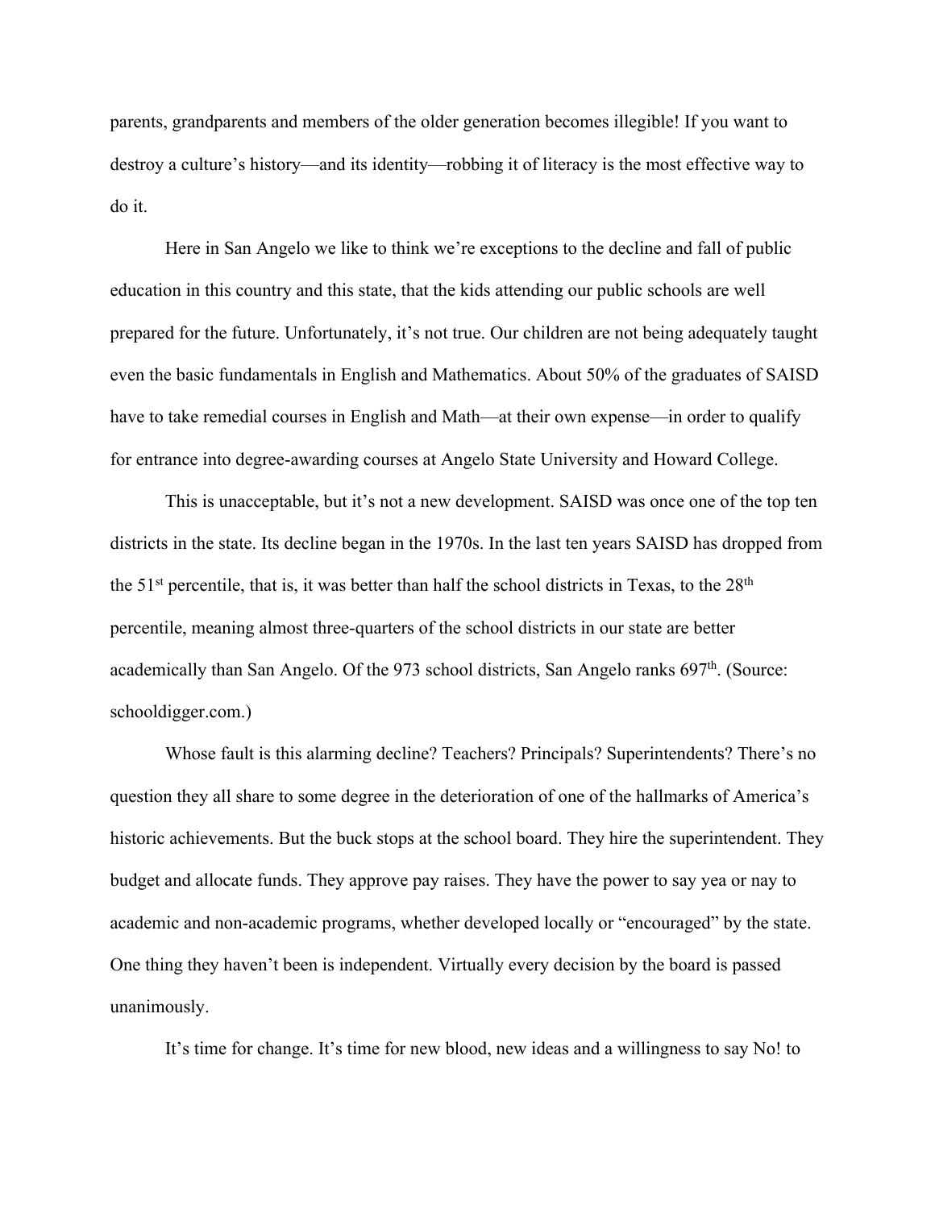parents, grandparents and members of the older generation becomes illegible! If you want to destroy a culture's history—and its identity—robbing it of literacy is the most effective way to do it.

Here in San Angelo we like to think we're exceptions to the decline and fall of public education in this country and this state, that the kids attending our public schools are well prepared for the future. Unfortunately, it's not true. Our children are not being adequately taught even the basic fundamentals in English and Mathematics. About 50% of the graduates of SAISD have to take remedial courses in English and Math—at their own expense—in order to qualify for entrance into degree-awarding courses at Angelo State University and Howard College.

This is unacceptable, but it's not a new development. SAISD was once one of the top ten districts in the state. Its decline began in the 1970s. In the last ten years SAISD has dropped from the 51st percentile, that is, it was better than half the school districts in Texas, to the 28th percentile, meaning almost three-quarters of the school districts in our state are better academically than San Angelo. Of the 973 school districts, San Angelo ranks 697th. (Source: schooldigger.com.)

Whose fault is this alarming decline? Teachers? Principals? Superintendents? There's no question they all share to some degree in the deterioration of one of the hallmarks of America's historic achievements. But the buck stops at the school board. They hire the superintendent. They budget and allocate funds. They approve pay raises. They have the power to say yea or nay to academic and non-academic programs, whether developed locally or "encouraged" by the state. One thing they haven't been is independent. Virtually every decision by the board is passed unanimously.

It's time for change. It's time for new blood, new ideas and a willingness to say No! to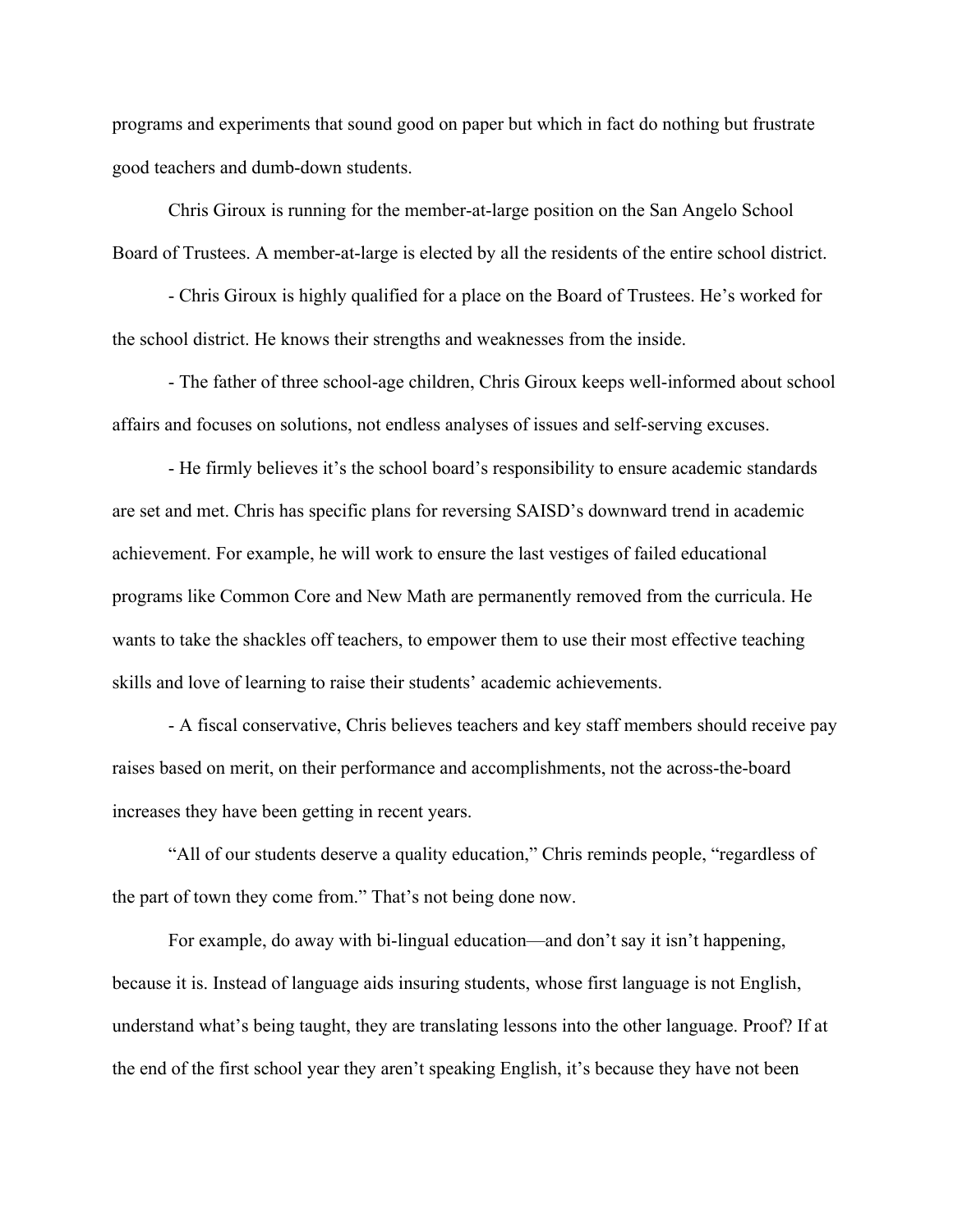programs and experiments that sound good on paper but which in fact do nothing but frustrate good teachers and dumb-down students.

Chris Giroux is running for the member-at-large position on the San Angelo School Board of Trustees. A member-at-large is elected by all the residents of the entire school district.

- Chris Giroux is highly qualified for a place on the Board of Trustees. He's worked for the school district. He knows their strengths and weaknesses from the inside.

- The father of three school-age children, Chris Giroux keeps well-informed about school affairs and focuses on solutions, not endless analyses of issues and self-serving excuses.

- He firmly believes it's the school board's responsibility to ensure academic standards are set and met. Chris has specific plans for reversing SAISD's downward trend in academic achievement. For example, he will work to ensure the last vestiges of failed educational programs like Common Core and New Math are permanently removed from the curricula. He wants to take the shackles off teachers, to empower them to use their most effective teaching skills and love of learning to raise their students' academic achievements.

- A fiscal conservative, Chris believes teachers and key staff members should receive pay raises based on merit, on their performance and accomplishments, not the across-the-board increases they have been getting in recent years.

"All of our students deserve a quality education," Chris reminds people, "regardless of the part of town they come from." That's not being done now.

For example, do away with bi-lingual education—and don't say it isn't happening, because it is. Instead of language aids insuring students, whose first language is not English, understand what's being taught, they are translating lessons into the other language. Proof? If at the end of the first school year they aren't speaking English, it's because they have not been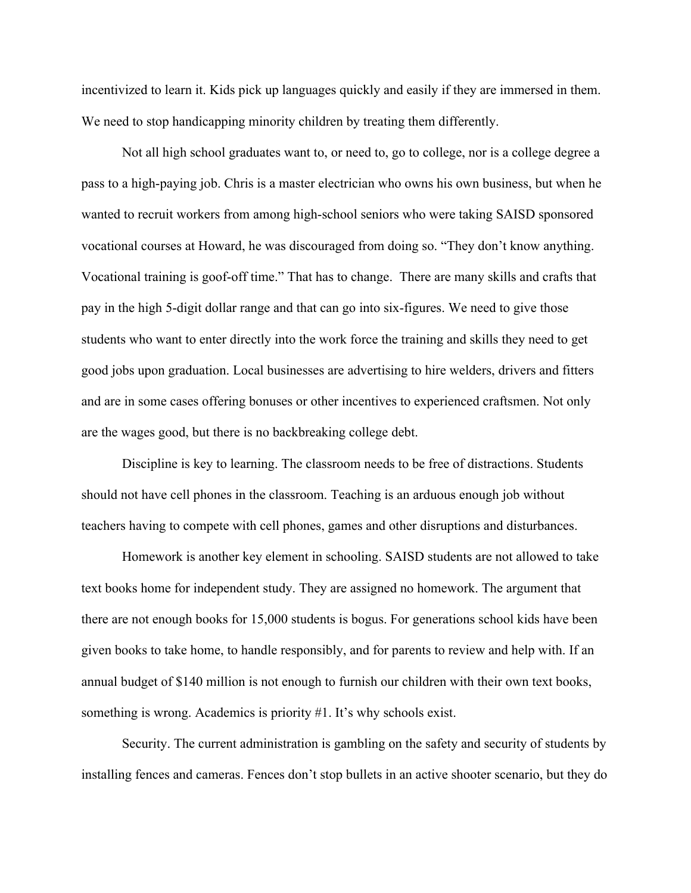incentivized to learn it. Kids pick up languages quickly and easily if they are immersed in them. We need to stop handicapping minority children by treating them differently.

Not all high school graduates want to, or need to, go to college, nor is a college degree a pass to a high-paying job. Chris is a master electrician who owns his own business, but when he wanted to recruit workers from among high-school seniors who were taking SAISD sponsored vocational courses at Howard, he was discouraged from doing so. "They don't know anything. Vocational training is goof-off time." That has to change. There are many skills and crafts that pay in the high 5-digit dollar range and that can go into six-figures. We need to give those students who want to enter directly into the work force the training and skills they need to get good jobs upon graduation. Local businesses are advertising to hire welders, drivers and fitters and are in some cases offering bonuses or other incentives to experienced craftsmen. Not only are the wages good, but there is no backbreaking college debt.

Discipline is key to learning. The classroom needs to be free of distractions. Students should not have cell phones in the classroom. Teaching is an arduous enough job without teachers having to compete with cell phones, games and other disruptions and disturbances.

Homework is another key element in schooling. SAISD students are not allowed to take text books home for independent study. They are assigned no homework. The argument that there are not enough books for 15,000 students is bogus. For generations school kids have been given books to take home, to handle responsibly, and for parents to review and help with. If an annual budget of $140 million is not enough to furnish our children with their own text books, something is wrong. Academics is priority #1. It's why schools exist.

Security. The current administration is gambling on the safety and security of students by installing fences and cameras. Fences don't stop bullets in an active shooter scenario, but they do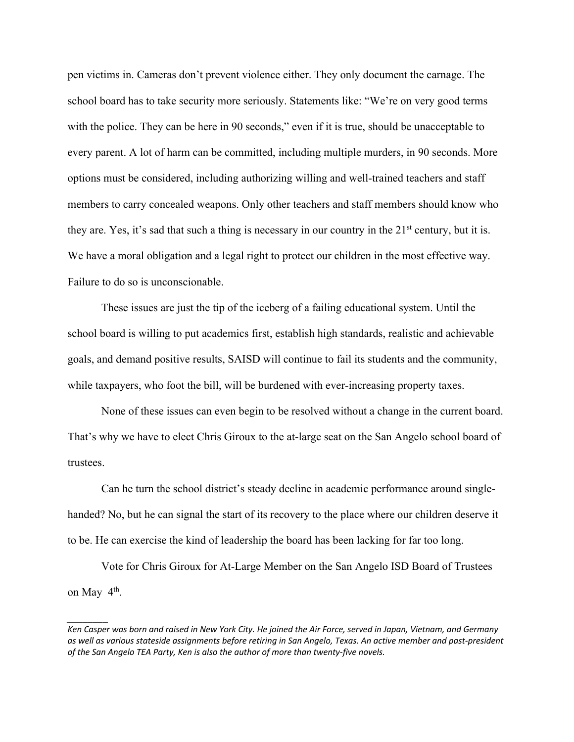pen victims in. Cameras don't prevent violence either. They only document the carnage. The school board has to take security more seriously. Statements like: "We're on very good terms with the police. They can be here in 90 seconds," even if it is true, should be unacceptable to every parent. A lot of harm can be committed, including multiple murders, in 90 seconds. More options must be considered, including authorizing willing and well-trained teachers and staff members to carry concealed weapons. Only other teachers and staff members should know who they are. Yes, it's sad that such a thing is necessary in our country in the 21st century, but it is. We have a moral obligation and a legal right to protect our children in the most effective way. Failure to do so is unconscionable.

These issues are just the tip of the iceberg of a failing educational system. Until the school board is willing to put academics first, establish high standards, realistic and achievable goals, and demand positive results, SAISD will continue to fail its students and the community, while taxpayers, who foot the bill, will be burdened with ever-increasing property taxes.

None of these issues can even begin to be resolved without a change in the current board. That's why we have to elect Chris Giroux to the at-large seat on the San Angelo school board of trustees.

Can he turn the school district's steady decline in academic performance around single-handed? No, but he can signal the start of its recovery to the place where our children deserve it to be. He can exercise the kind of leadership the board has been lacking for far too long.

Vote for Chris Giroux for At-Large Member on the San Angelo ISD Board of Trustees on May 4th.

---

*Ken Casper was born and raised in New York City. He joined the Air Force, served in Japan, Vietnam, and Germany as well as various stateside assignments before retiring in San Angelo, Texas. An active member and past-president of the San Angelo TEA Party, Ken is also the author of more than twenty-five novels.*